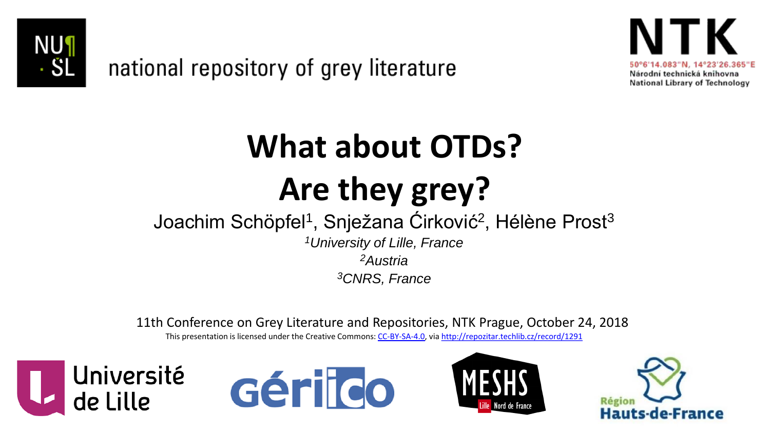national repository of grey literature

NTK
50°6'14.083"N, 14°23'26.365"E
Národní technická knihovna
National Library of Technology

# What about OTDs? Are they grey?

Joachim Schöpfel[1], Snježana Ćirković[2], Hélène Prost[3]

*[1]University of Lille, France*
*[2]Austria*
*[3]CNRS, France*

11th Conference on Grey Literature and Repositories, NTK Prague, October 24, 2018

This presentation is licensed under the Creative Commons: CC-BY-SA-4.0, via http://repozitar.techlib.cz/record/1291

Université de Lille

Gériico

MESHS Lille Nord de France

Région Hauts-de-France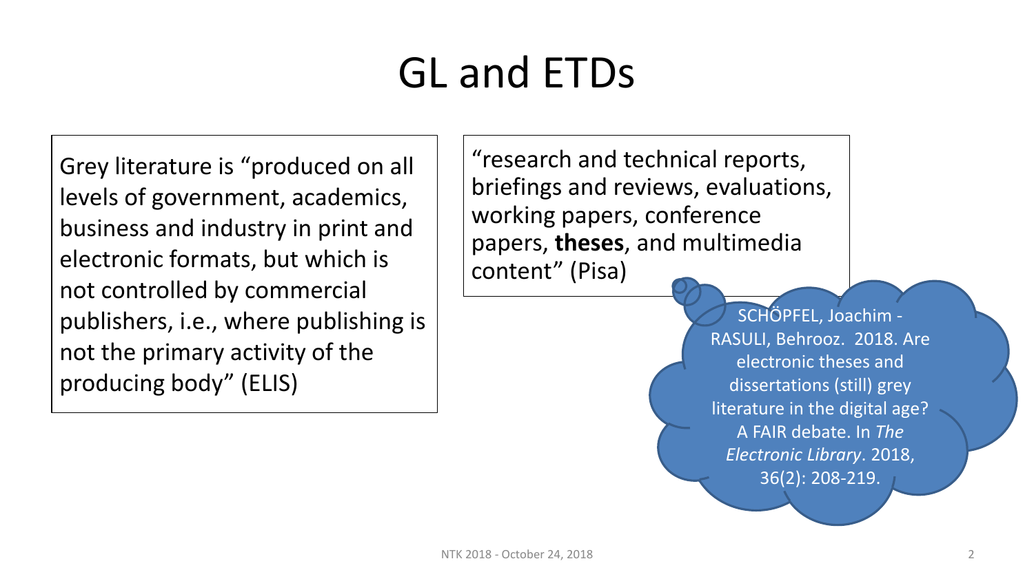# GL and ETDs

Grey literature is "produced on all levels of government, academics, business and industry in print and electronic formats, but which is not controlled by commercial publishers, i.e., where publishing is not the primary activity of the producing body" (ELIS)

"research and technical reports, briefings and reviews, evaluations, working papers, conference papers, **theses**, and multimedia content" (Pisa)

SCHÖPFEL, Joachim - RASULI, Behrooz. 2018. Are electronic theses and dissertations (still) grey literature in the digital age? A FAIR debate. In *The Electronic Library*. 2018, 36(2): 208-219.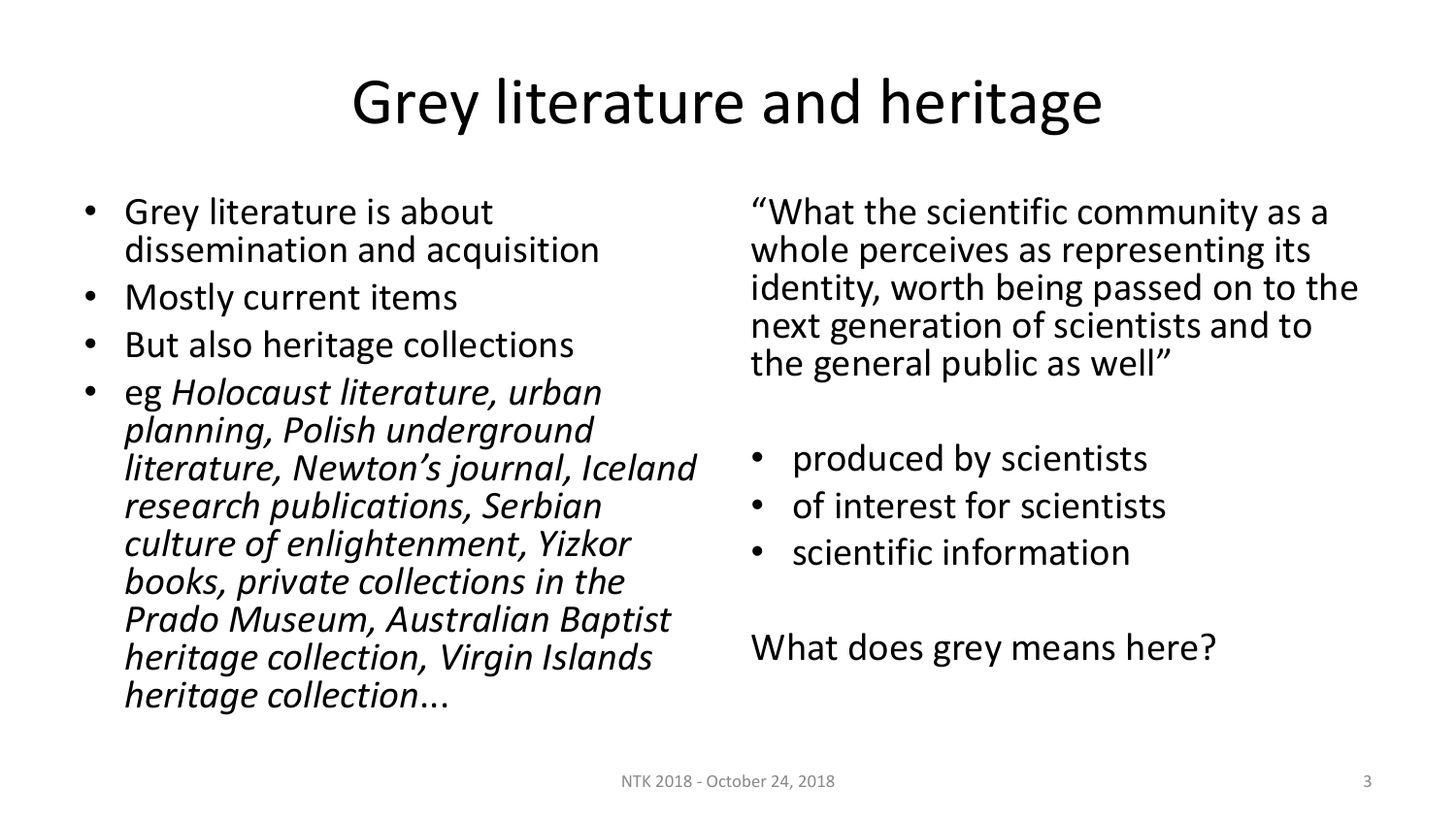# Grey literature and heritage

- Grey literature is about dissemination and acquisition
- Mostly current items
- But also heritage collections
- eg *Holocaust literature, urban planning, Polish underground literature, Newton's journal, Iceland research publications, Serbian culture of enlightenment, Yizkor books, private collections in the Prado Museum, Australian Baptist heritage collection, Virgin Islands heritage collection*...

"What the scientific community as a whole perceives as representing its identity, worth being passed on to the next generation of scientists and to the general public as well"

- produced by scientists
- of interest for scientists
- scientific information

What does grey means here?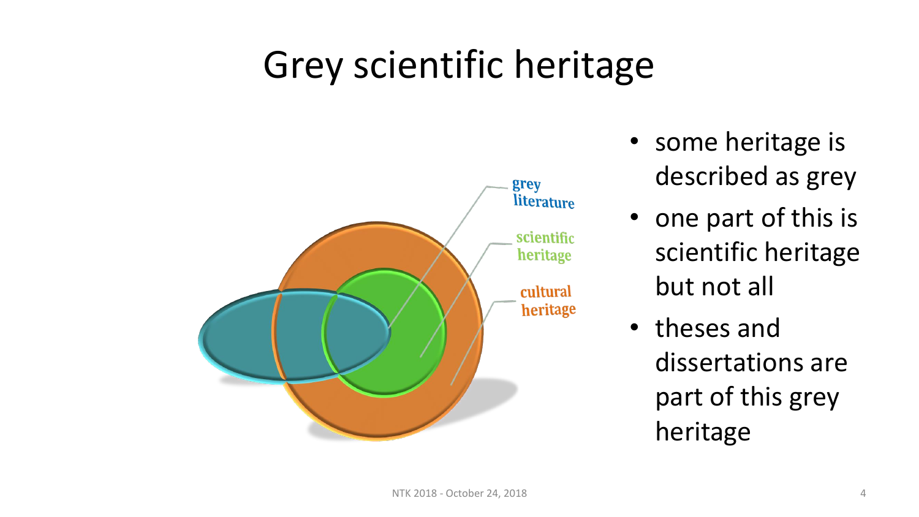# Grey scientific heritage

grey literature

scientific heritage

cultural heritage

- some heritage is described as grey
- one part of this is scientific heritage but not all
- theses and dissertations are part of this grey heritage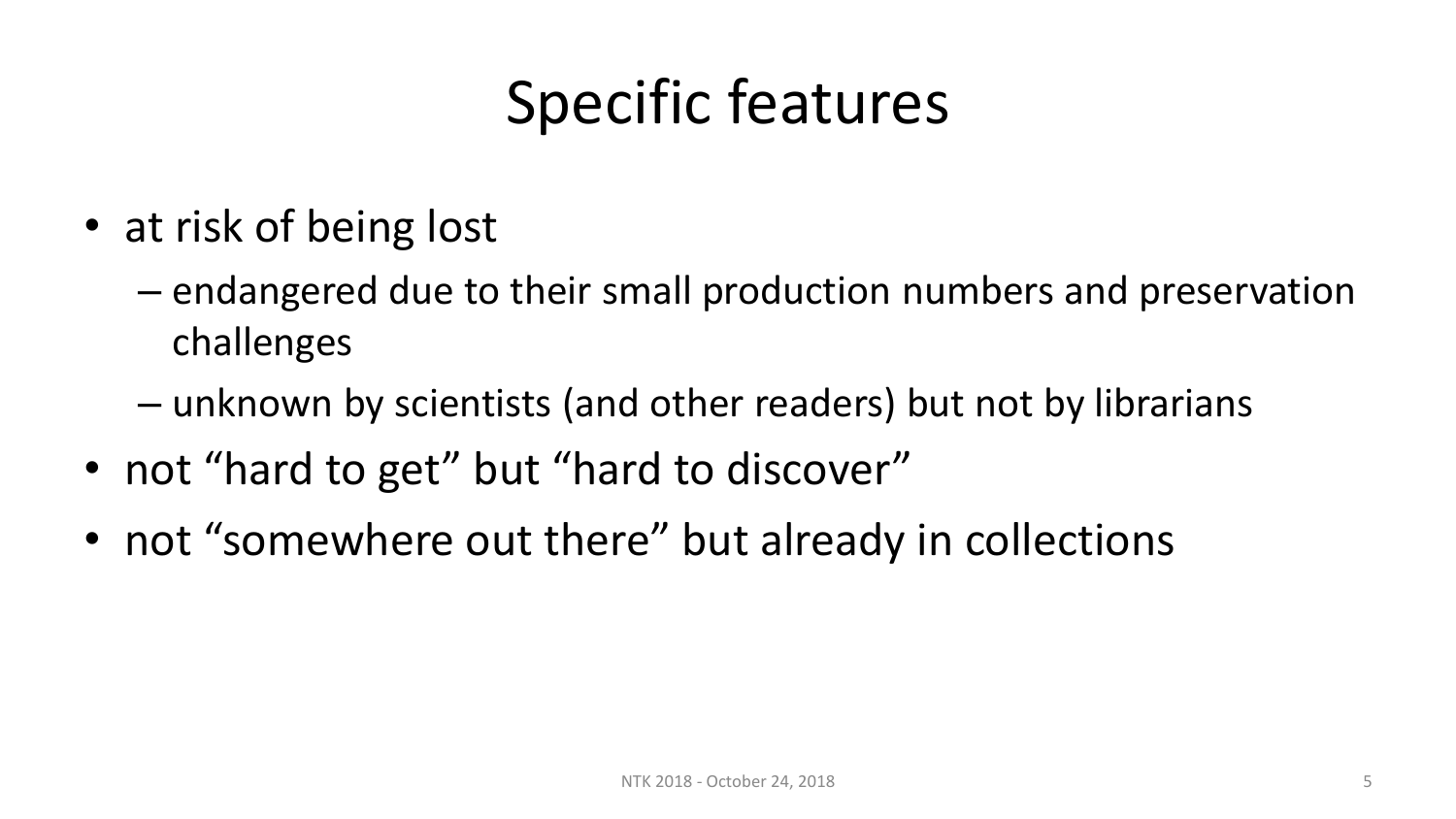# Specific features

- at risk of being lost
  - endangered due to their small production numbers and preservation challenges
  - unknown by scientists (and other readers) but not by librarians
- not “hard to get” but “hard to discover”
- not “somewhere out there” but already in collections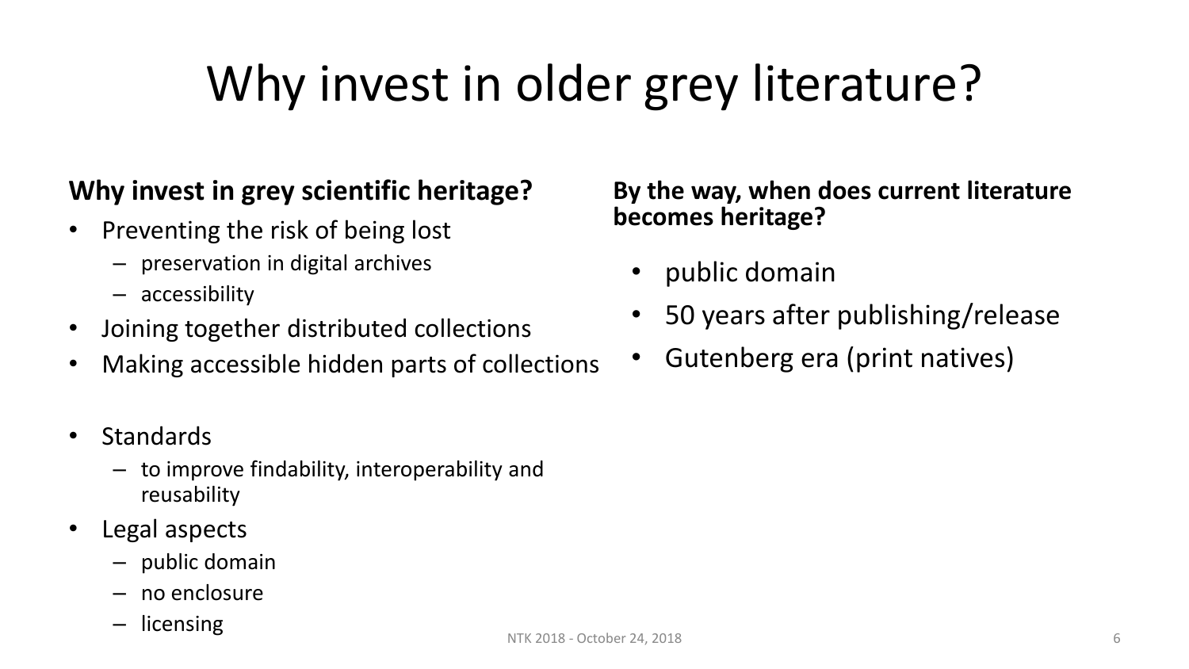# Why invest in older grey literature?

**Why invest in grey scientific heritage?**

- Preventing the risk of being lost
  - preservation in digital archives
  - accessibility
- Joining together distributed collections
- Making accessible hidden parts of collections

- Standards
  - to improve findability, interoperability and reusability
- Legal aspects
  - public domain
  - no enclosure
  - licensing

**By the way, when does current literature becomes heritage?**

- public domain
- 50 years after publishing/release
- Gutenberg era (print natives)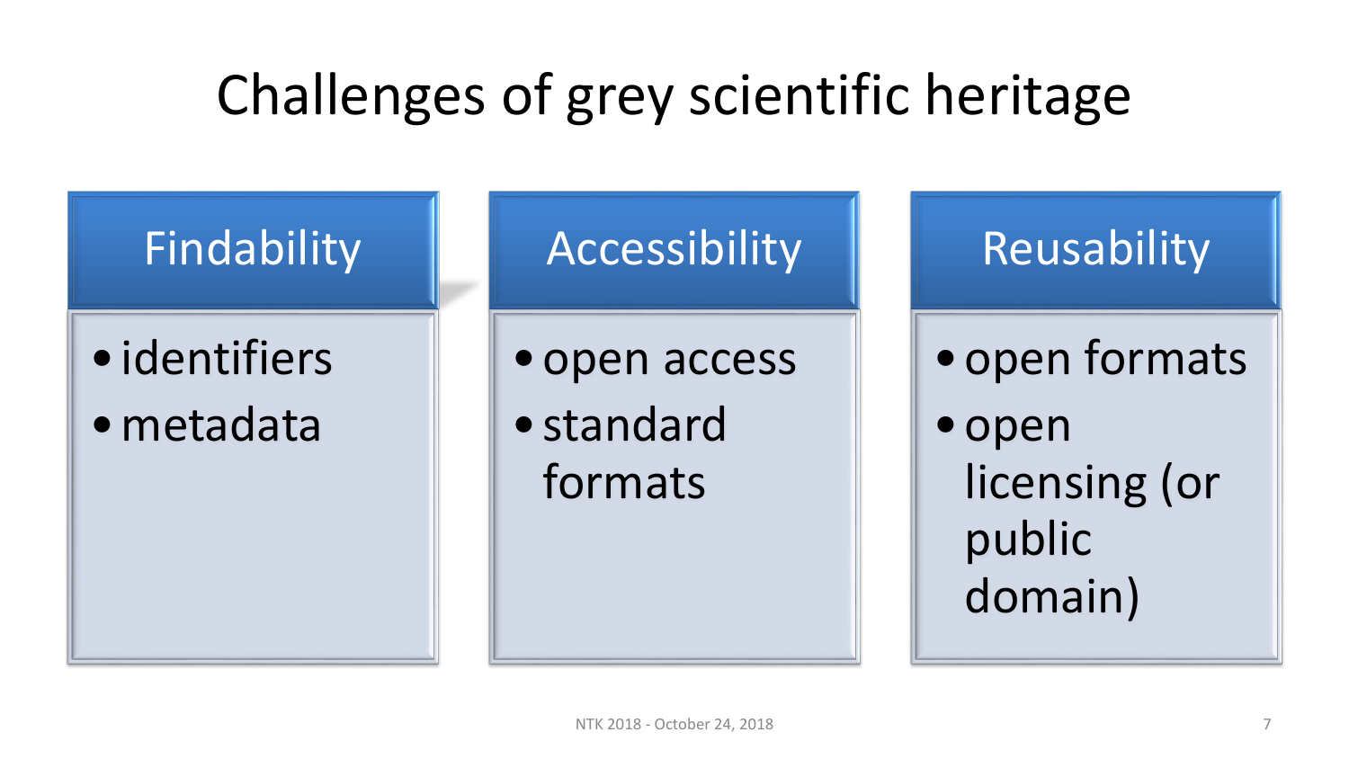# Challenges of grey scientific heritage

## Findability

- identifiers
- metadata

## Accessibility

- open access
- standard formats

## Reusability

- open formats
- open licensing (or public domain)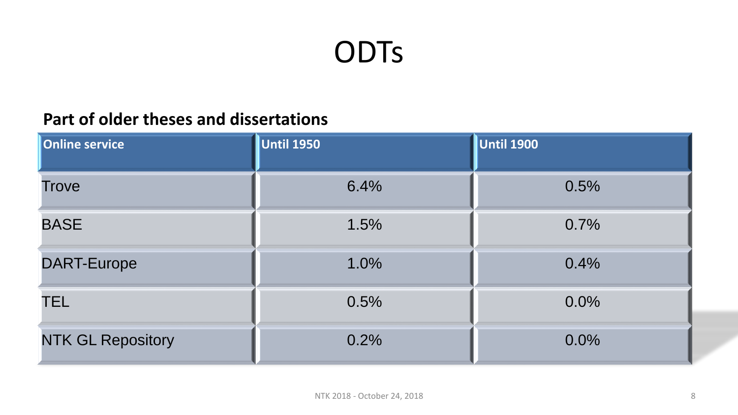# ODTs

**Part of older theses and dissertations**

| Online service | Until 1950 | Until 1900 |
|---|---|---|
| Trove | 6.4% | 0.5% |
| BASE | 1.5% | 0.7% |
| DART-Europe | 1.0% | 0.4% |
| TEL | 0.5% | 0.0% |
| NTK GL Repository | 0.2% | 0.0% |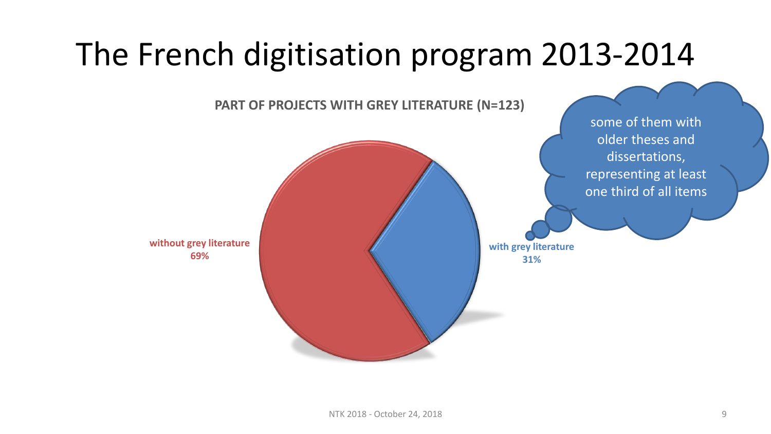# The French digitisation program 2013-2014

**PART OF PROJECTS WITH GREY LITERATURE (N=123)**

**without grey literature**
**69%**

**with grey literature**
**31%**

some of them with older theses and dissertations, representing at least one third of all items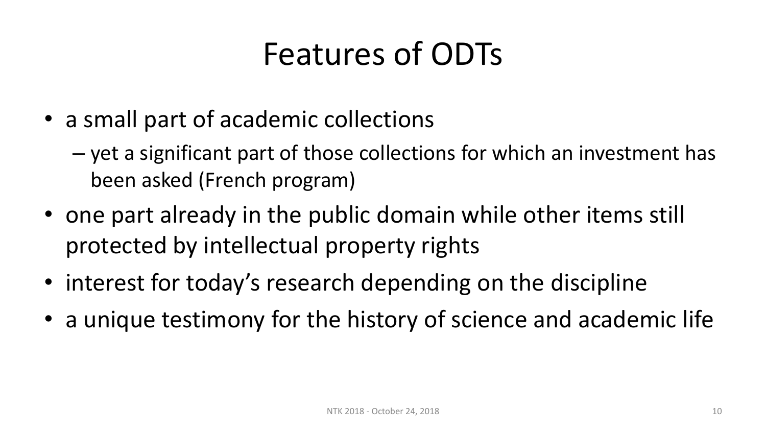# Features of ODTs

- a small part of academic collections
  - yet a significant part of those collections for which an investment has been asked (French program)
- one part already in the public domain while other items still protected by intellectual property rights
- interest for today's research depending on the discipline
- a unique testimony for the history of science and academic life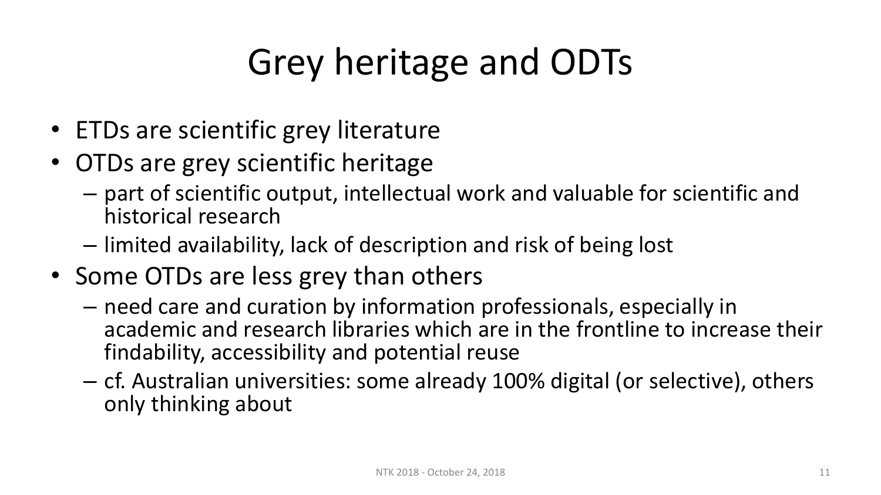# Grey heritage and ODTs

- ETDs are scientific grey literature
- OTDs are grey scientific heritage
  - part of scientific output, intellectual work and valuable for scientific and historical research
  - limited availability, lack of description and risk of being lost
- Some OTDs are less grey than others
  - need care and curation by information professionals, especially in academic and research libraries which are in the frontline to increase their findability, accessibility and potential reuse
  - cf. Australian universities: some already 100% digital (or selective), others only thinking about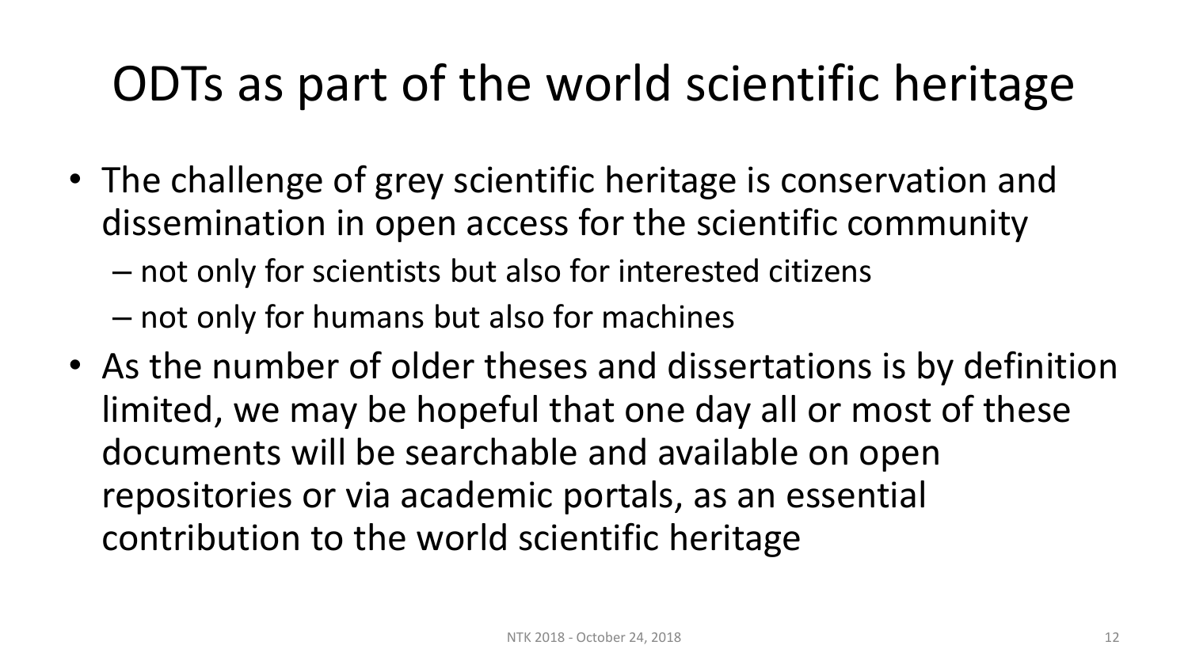# ODTs as part of the world scientific heritage

- The challenge of grey scientific heritage is conservation and dissemination in open access for the scientific community
  - not only for scientists but also for interested citizens
  - not only for humans but also for machines
- As the number of older theses and dissertations is by definition limited, we may be hopeful that one day all or most of these documents will be searchable and available on open repositories or via academic portals, as an essential contribution to the world scientific heritage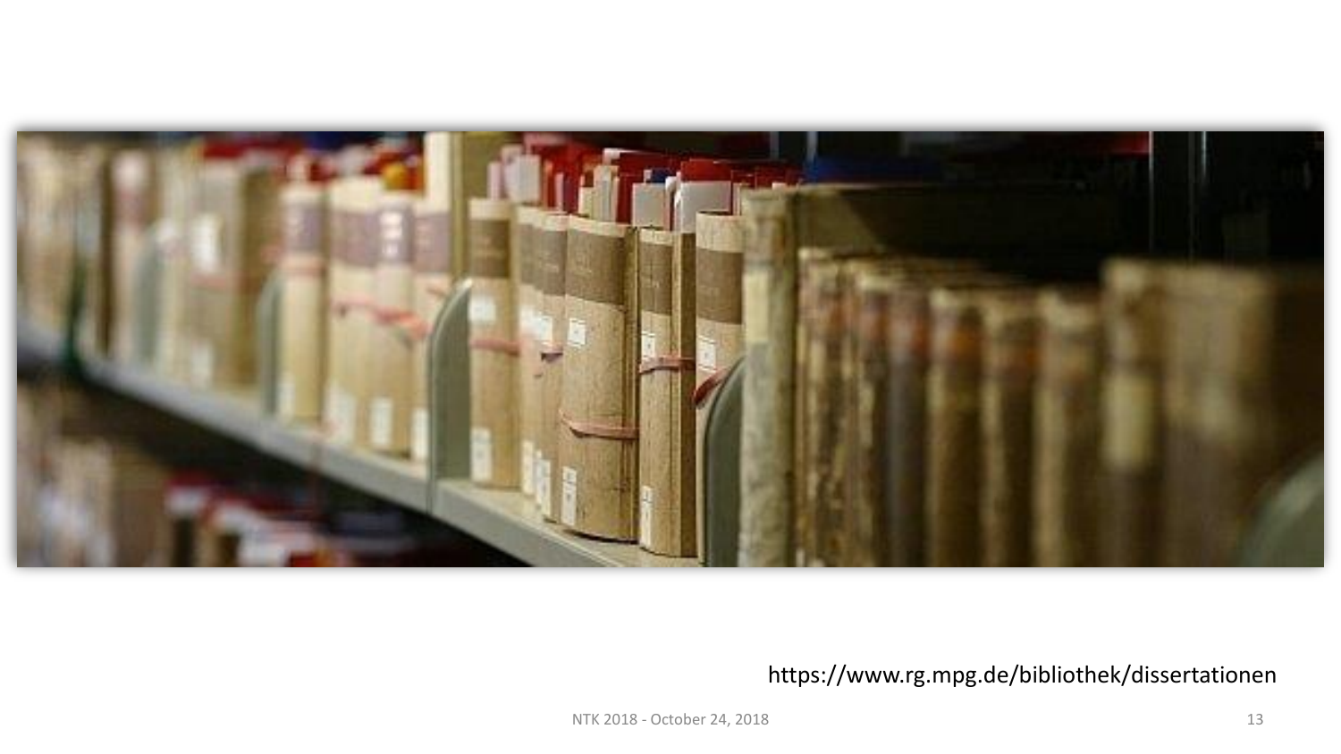https://www.rg.mpg.de/bibliothek/dissertationen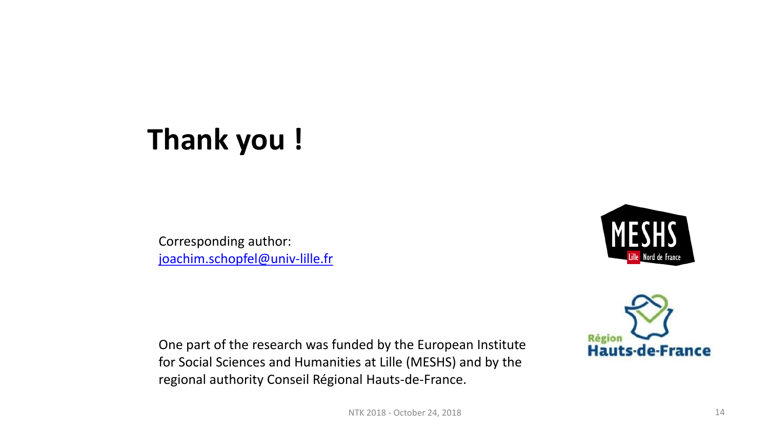# Thank you !

Corresponding author:
joachim.schopfel@univ-lille.fr

One part of the research was funded by the European Institute for Social Sciences and Humanities at Lille (MESHS) and by the regional authority Conseil Régional Hauts-de-France.